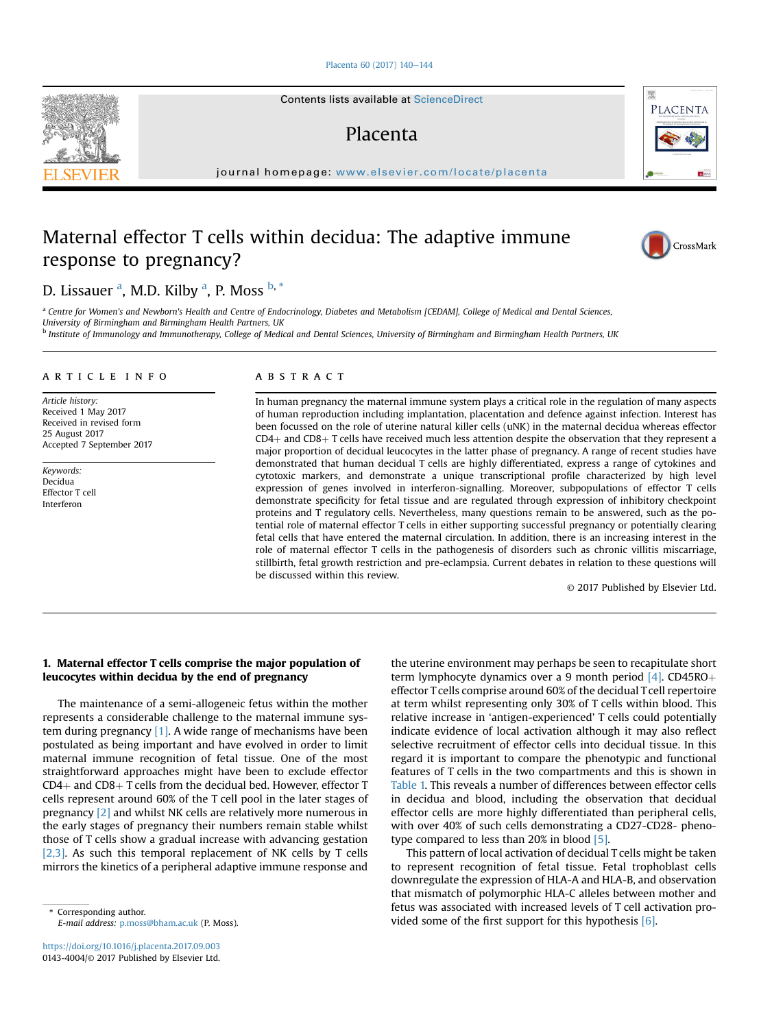Contents lists available at ScienceDirect

# Placenta

journal homepage: www.elsevier.com/locate/placenta

# Maternal effector T cells within decidua: The adaptive immune response to pregnancy?

D. Lissauer [a], M.D. Kilby [a], P. Moss [b, *]

[a] Centre for Women's and Newborn's Health and Centre of Endocrinology, Diabetes and Metabolism [CEDAM], College of Medical and Dental Sciences, University of Birmingham and Birmingham Health Partners, UK

[b] Institute of Immunology and Immunotherapy, College of Medical and Dental Sciences, University of Birmingham and Birmingham Health Partners, UK

**ARTICLE INFO**

*Article history:*
Received 1 May 2017
Received in revised form
25 August 2017
Accepted 7 September 2017

*Keywords:*
Decidua
Effector T cell
Interferon

**ABSTRACT**

In human pregnancy the maternal immune system plays a critical role in the regulation of many aspects of human reproduction including implantation, placentation and defence against infection. Interest has been focussed on the role of uterine natural killer cells (uNK) in the maternal decidua whereas effector CD4+ and CD8+ T cells have received much less attention despite the observation that they represent a major proportion of decidual leucocytes in the latter phase of pregnancy. A range of recent studies have demonstrated that human decidual T cells are highly differentiated, express a range of cytokines and cytotoxic markers, and demonstrate a unique transcriptional profile characterized by high level expression of genes involved in interferon-signalling. Moreover, subpopulations of effector T cells demonstrate specificity for fetal tissue and are regulated through expression of inhibitory checkpoint proteins and T regulatory cells. Nevertheless, many questions remain to be answered, such as the potential role of maternal effector T cells in either supporting successful pregnancy or potentially clearing fetal cells that have entered the maternal circulation. In addition, there is an increasing interest in the role of maternal effector T cells in the pathogenesis of disorders such as chronic villitis miscarriage, stillbirth, fetal growth restriction and pre-eclampsia. Current debates in relation to these questions will be discussed within this review.

© 2017 Published by Elsevier Ltd.

## 1. Maternal effector T cells comprise the major population of leucocytes within decidua by the end of pregnancy

The maintenance of a semi-allogeneic fetus within the mother represents a considerable challenge to the maternal immune system during pregnancy [1]. A wide range of mechanisms have been postulated as being important and have evolved in order to limit maternal immune recognition of fetal tissue. One of the most straightforward approaches might have been to exclude effector CD4+ and CD8+ T cells from the decidual bed. However, effector T cells represent around 60% of the T cell pool in the later stages of pregnancy [2] and whilst NK cells are relatively more numerous in the early stages of pregnancy their numbers remain stable whilst those of T cells show a gradual increase with advancing gestation [2,3]. As such this temporal replacement of NK cells by T cells mirrors the kinetics of a peripheral adaptive immune response and the uterine environment may perhaps be seen to recapitulate short term lymphocyte dynamics over a 9 month period [4]. CD45RO+ effector T cells comprise around 60% of the decidual T cell repertoire at term whilst representing only 30% of T cells within blood. This relative increase in 'antigen-experienced' T cells could potentially indicate evidence of local activation although it may also reflect selective recruitment of effector cells into decidual tissue. In this regard it is important to compare the phenotypic and functional features of T cells in the two compartments and this is shown in Table 1. This reveals a number of differences between effector cells in decidua and blood, including the observation that decidual effector cells are more highly differentiated than peripheral cells, with over 40% of such cells demonstrating a CD27-CD28- phenotype compared to less than 20% in blood [5].

This pattern of local activation of decidual T cells might be taken to represent recognition of fetal tissue. Fetal trophoblast cells downregulate the expression of HLA-A and HLA-B, and observation that mismatch of polymorphic HLA-C alleles between mother and fetus was associated with increased levels of T cell activation provided some of the first support for this hypothesis [6].

\* Corresponding author.
E-mail address: p.moss@bham.ac.uk (P. Moss).

https://doi.org/10.1016/j.placenta.2017.09.003
0143-4004/© 2017 Published by Elsevier Ltd.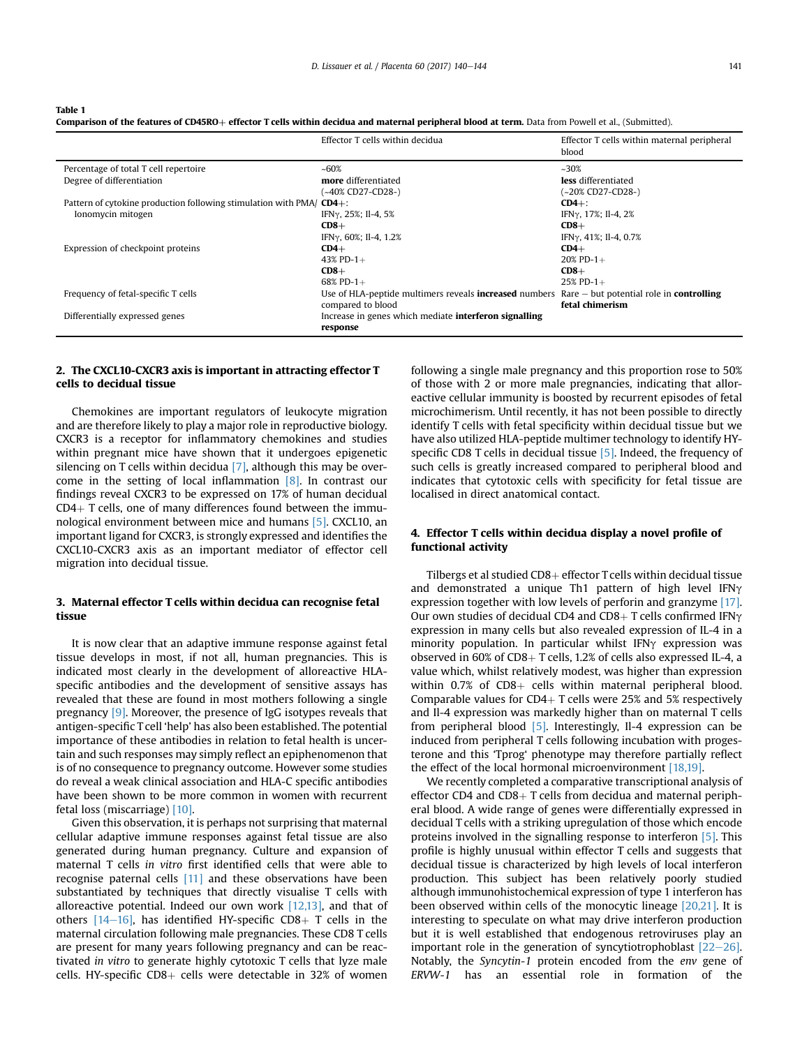**Table 1**
**Comparison of the features of CD45RO+ effector T cells within decidua and maternal peripheral blood at term.** Data from Powell et al., (Submitted).

| | Effector T cells within decidua | Effector T cells within maternal peripheral blood |
|---|---|---|
| Percentage of total T cell repertoire | ~60% | ~30% |
| Degree of differentiation | **more** differentiated (~40% CD27-CD28-) | **less** differentiated (~20% CD27-CD28-) |
| Pattern of cytokine production following stimulation with PMA/ Ionomycin mitogen | **CD4+**: IFNγ, 25%; Il-4, 5% **CD8+** IFNγ, 60%; Il-4, 1.2% | **CD4+**: IFNγ, 17%; Il-4, 2% **CD8+** IFNγ, 41%; Il-4, 0.7% |
| Expression of checkpoint proteins | **CD4+** 43% PD-1+ **CD8+** 68% PD-1+ | **CD4+** 20% PD-1+ **CD8+** 25% PD-1+ |
| Frequency of fetal-specific T cells | Use of HLA-peptide multimers reveals **increased** numbers compared to blood | Rare – but potential role in **controlling fetal chimerism** |
| Differentially expressed genes | Increase in genes which mediate **interferon signalling response** | |

## 2. The CXCL10-CXCR3 axis is important in attracting effector T cells to decidual tissue

Chemokines are important regulators of leukocyte migration and are therefore likely to play a major role in reproductive biology. CXCR3 is a receptor for inflammatory chemokines and studies within pregnant mice have shown that it undergoes epigenetic silencing on T cells within decidua [7], although this may be overcome in the setting of local inflammation [8]. In contrast our findings reveal CXCR3 to be expressed on 17% of human decidual CD4+ T cells, one of many differences found between the immunological environment between mice and humans [5]. CXCL10, an important ligand for CXCR3, is strongly expressed and identifies the CXCL10-CXCR3 axis as an important mediator of effector cell migration into decidual tissue.

## 3. Maternal effector T cells within decidua can recognise fetal tissue

It is now clear that an adaptive immune response against fetal tissue develops in most, if not all, human pregnancies. This is indicated most clearly in the development of alloreactive HLA-specific antibodies and the development of sensitive assays has revealed that these are found in most mothers following a single pregnancy [9]. Moreover, the presence of IgG isotypes reveals that antigen-specific T cell 'help' has also been established. The potential importance of these antibodies in relation to fetal health is uncertain and such responses may simply reflect an epiphenomenon that is of no consequence to pregnancy outcome. However some studies do reveal a weak clinical association and HLA-C specific antibodies have been shown to be more common in women with recurrent fetal loss (miscarriage) [10].

Given this observation, it is perhaps not surprising that maternal cellular adaptive immune responses against fetal tissue are also generated during human pregnancy. Culture and expansion of maternal T cells *in vitro* first identified cells that were able to recognise paternal cells [11] and these observations have been substantiated by techniques that directly visualise T cells with alloreactive potential. Indeed our own work [12,13], and that of others [14–16], has identified HY-specific CD8+ T cells in the maternal circulation following male pregnancies. These CD8 T cells are present for many years following pregnancy and can be reactivated *in vitro* to generate highly cytotoxic T cells that lyze male cells. HY-specific CD8+ cells were detectable in 32% of women following a single male pregnancy and this proportion rose to 50% of those with 2 or more male pregnancies, indicating that alloreactive cellular immunity is boosted by recurrent episodes of fetal microchimerism. Until recently, it has not been possible to directly identify T cells with fetal specificity within decidual tissue but we have also utilized HLA-peptide multimer technology to identify HY-specific CD8 T cells in decidual tissue [5]. Indeed, the frequency of such cells is greatly increased compared to peripheral blood and indicates that cytotoxic cells with specificity for fetal tissue are localised in direct anatomical contact.

## 4. Effector T cells within decidua display a novel profile of functional activity

Tilbergs et al studied CD8+ effector T cells within decidual tissue and demonstrated a unique Th1 pattern of high level IFNγ expression together with low levels of perforin and granzyme [17]. Our own studies of decidual CD4 and CD8+ T cells confirmed IFNγ expression in many cells but also revealed expression of IL-4 in a minority population. In particular whilst IFNγ expression was observed in 60% of CD8+ T cells, 1.2% of cells also expressed IL-4, a value which, whilst relatively modest, was higher than expression within 0.7% of CD8+ cells within maternal peripheral blood. Comparable values for CD4+ T cells were 25% and 5% respectively and Il-4 expression was markedly higher than on maternal T cells from peripheral blood [5]. Interestingly, Il-4 expression can be induced from peripheral T cells following incubation with progesterone and this 'Tprog' phenotype may therefore partially reflect the effect of the local hormonal microenvironment [18,19].

We recently completed a comparative transcriptional analysis of effector CD4 and CD8+ T cells from decidua and maternal peripheral blood. A wide range of genes were differentially expressed in decidual T cells with a striking upregulation of those which encode proteins involved in the signalling response to interferon [5]. This profile is highly unusual within effector T cells and suggests that decidual tissue is characterized by high levels of local interferon production. This subject has been relatively poorly studied although immunohistochemical expression of type 1 interferon has been observed within cells of the monocytic lineage [20,21]. It is interesting to speculate on what may drive interferon production but it is well established that endogenous retroviruses play an important role in the generation of syncytiotrophoblast [22–26]. Notably, the *Syncytin-1* protein encoded from the *env* gene of *ERVW-1* has an essential role in formation of the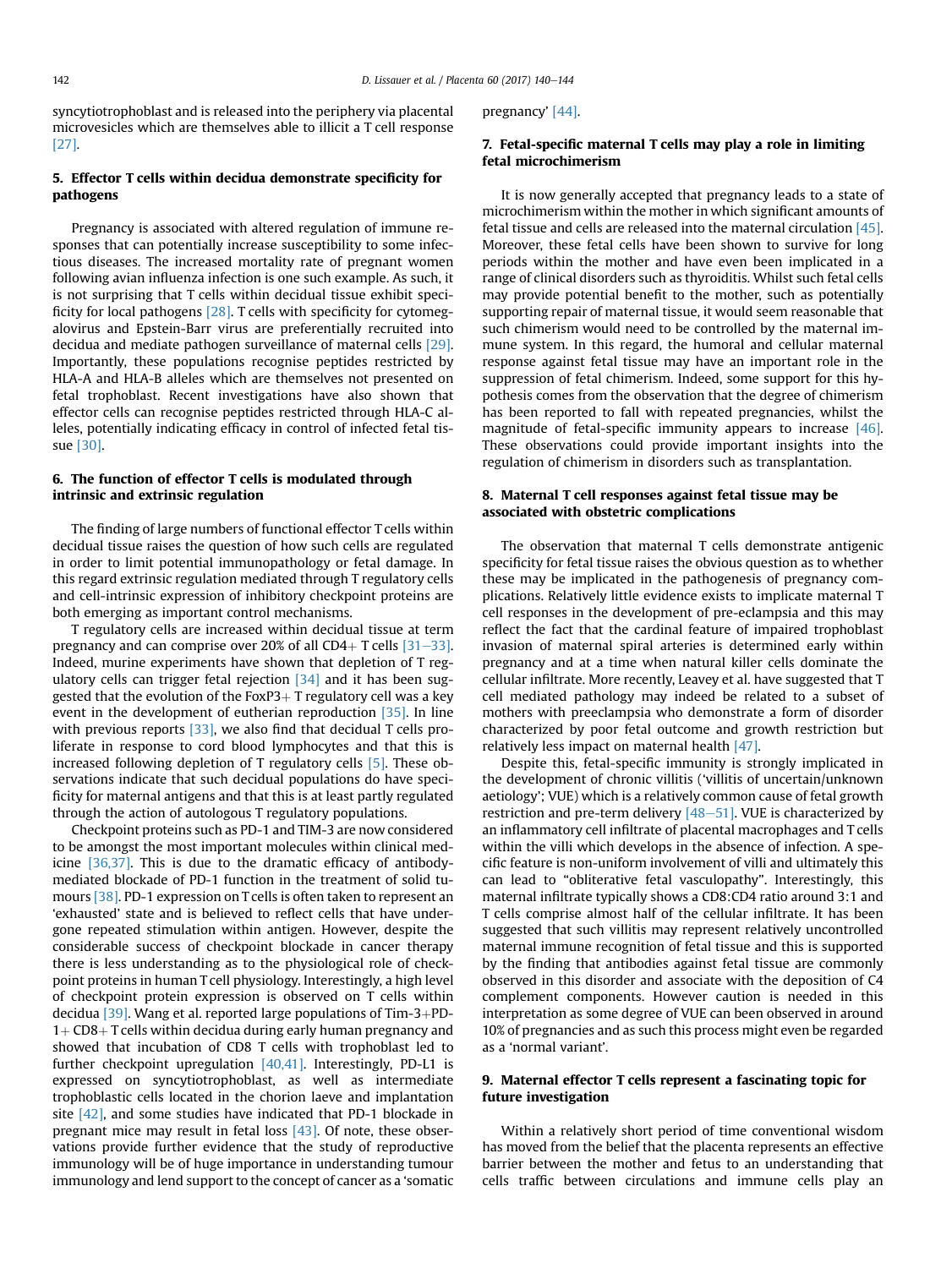syncytiotrophoblast and is released into the periphery via placental microvesicles which are themselves able to illicit a T cell response [27].

## 5. Effector T cells within decidua demonstrate specificity for pathogens

Pregnancy is associated with altered regulation of immune responses that can potentially increase susceptibility to some infectious diseases. The increased mortality rate of pregnant women following avian influenza infection is one such example. As such, it is not surprising that T cells within decidual tissue exhibit specificity for local pathogens [28]. T cells with specificity for cytomegalovirus and Epstein-Barr virus are preferentially recruited into decidua and mediate pathogen surveillance of maternal cells [29]. Importantly, these populations recognise peptides restricted by HLA-A and HLA-B alleles which are themselves not presented on fetal trophoblast. Recent investigations have also shown that effector cells can recognise peptides restricted through HLA-C alleles, potentially indicating efficacy in control of infected fetal tissue [30].

## 6. The function of effector T cells is modulated through intrinsic and extrinsic regulation

The finding of large numbers of functional effector T cells within decidual tissue raises the question of how such cells are regulated in order to limit potential immunopathology or fetal damage. In this regard extrinsic regulation mediated through T regulatory cells and cell-intrinsic expression of inhibitory checkpoint proteins are both emerging as important control mechanisms.

T regulatory cells are increased within decidual tissue at term pregnancy and can comprise over 20% of all CD4+ T cells [31–33]. Indeed, murine experiments have shown that depletion of T regulatory cells can trigger fetal rejection [34] and it has been suggested that the evolution of the FoxP3+ T regulatory cell was a key event in the development of eutherian reproduction [35]. In line with previous reports [33], we also find that decidual T cells proliferate in response to cord blood lymphocytes and that this is increased following depletion of T regulatory cells [5]. These observations indicate that such decidual populations do have specificity for maternal antigens and that this is at least partly regulated through the action of autologous T regulatory populations.

Checkpoint proteins such as PD-1 and TIM-3 are now considered to be amongst the most important molecules within clinical medicine [36,37]. This is due to the dramatic efficacy of antibody-mediated blockade of PD-1 function in the treatment of solid tumors [38]. PD-1 expression on T cells is often taken to represent an 'exhausted' state and is believed to reflect cells that have undergone repeated stimulation within antigen. However, despite the considerable success of checkpoint blockade in cancer therapy there is less understanding as to the physiological role of checkpoint proteins in human T cell physiology. Interestingly, a high level of checkpoint protein expression is observed on T cells within decidua [39]. Wang et al. reported large populations of Tim-3+PD-1+ CD8+ T cells within decidua during early human pregnancy and showed that incubation of CD8 T cells with trophoblast led to further checkpoint upregulation [40,41]. Interestingly, PD-L1 is expressed on syncytiotrophoblast, as well as intermediate trophoblastic cells located in the chorion laeve and implantation site [42], and some studies have indicated that PD-1 blockade in pregnant mice may result in fetal loss [43]. Of note, these observations provide further evidence that the study of reproductive immunology will be of huge importance in understanding tumour immunology and lend support to the concept of cancer as a 'somatic pregnancy' [44].

## 7. Fetal-specific maternal T cells may play a role in limiting fetal microchimerism

It is now generally accepted that pregnancy leads to a state of microchimerism within the mother in which significant amounts of fetal tissue and cells are released into the maternal circulation [45]. Moreover, these fetal cells have been shown to survive for long periods within the mother and have even been implicated in a range of clinical disorders such as thyroiditis. Whilst such fetal cells may provide potential benefit to the mother, such as potentially supporting repair of maternal tissue, it would seem reasonable that such chimerism would need to be controlled by the maternal immune system. In this regard, the humoral and cellular maternal response against fetal tissue may have an important role in the suppression of fetal chimerism. Indeed, some support for this hypothesis comes from the observation that the degree of chimerism has been reported to fall with repeated pregnancies, whilst the magnitude of fetal-specific immunity appears to increase [46]. These observations could provide important insights into the regulation of chimerism in disorders such as transplantation.

## 8. Maternal T cell responses against fetal tissue may be associated with obstetric complications

The observation that maternal T cells demonstrate antigenic specificity for fetal tissue raises the obvious question as to whether these may be implicated in the pathogenesis of pregnancy complications. Relatively little evidence exists to implicate maternal T cell responses in the development of pre-eclampsia and this may reflect the fact that the cardinal feature of impaired trophoblast invasion of maternal spiral arteries is determined early within pregnancy and at a time when natural killer cells dominate the cellular infiltrate. More recently, Leavey et al. have suggested that T cell mediated pathology may indeed be related to a subset of mothers with preeclampsia who demonstrate a form of disorder characterized by poor fetal outcome and growth restriction but relatively less impact on maternal health [47].

Despite this, fetal-specific immunity is strongly implicated in the development of chronic villitis ('villitis of uncertain/unknown aetiology'; VUE) which is a relatively common cause of fetal growth restriction and pre-term delivery [48–51]. VUE is characterized by an inflammatory cell infiltrate of placental macrophages and T cells within the villi which develops in the absence of infection. A specific feature is non-uniform involvement of villi and ultimately this can lead to "obliterative fetal vasculopathy". Interestingly, this maternal infiltrate typically shows a CD8:CD4 ratio around 3:1 and T cells comprise almost half of the cellular infiltrate. It has been suggested that such villitis may represent relatively uncontrolled maternal immune recognition of fetal tissue and this is supported by the finding that antibodies against fetal tissue are commonly observed in this disorder and associate with the deposition of C4 complement components. However caution is needed in this interpretation as some degree of VUE can been observed in around 10% of pregnancies and as such this process might even be regarded as a 'normal variant'.

## 9. Maternal effector T cells represent a fascinating topic for future investigation

Within a relatively short period of time conventional wisdom has moved from the belief that the placenta represents an effective barrier between the mother and fetus to an understanding that cells traffic between circulations and immune cells play an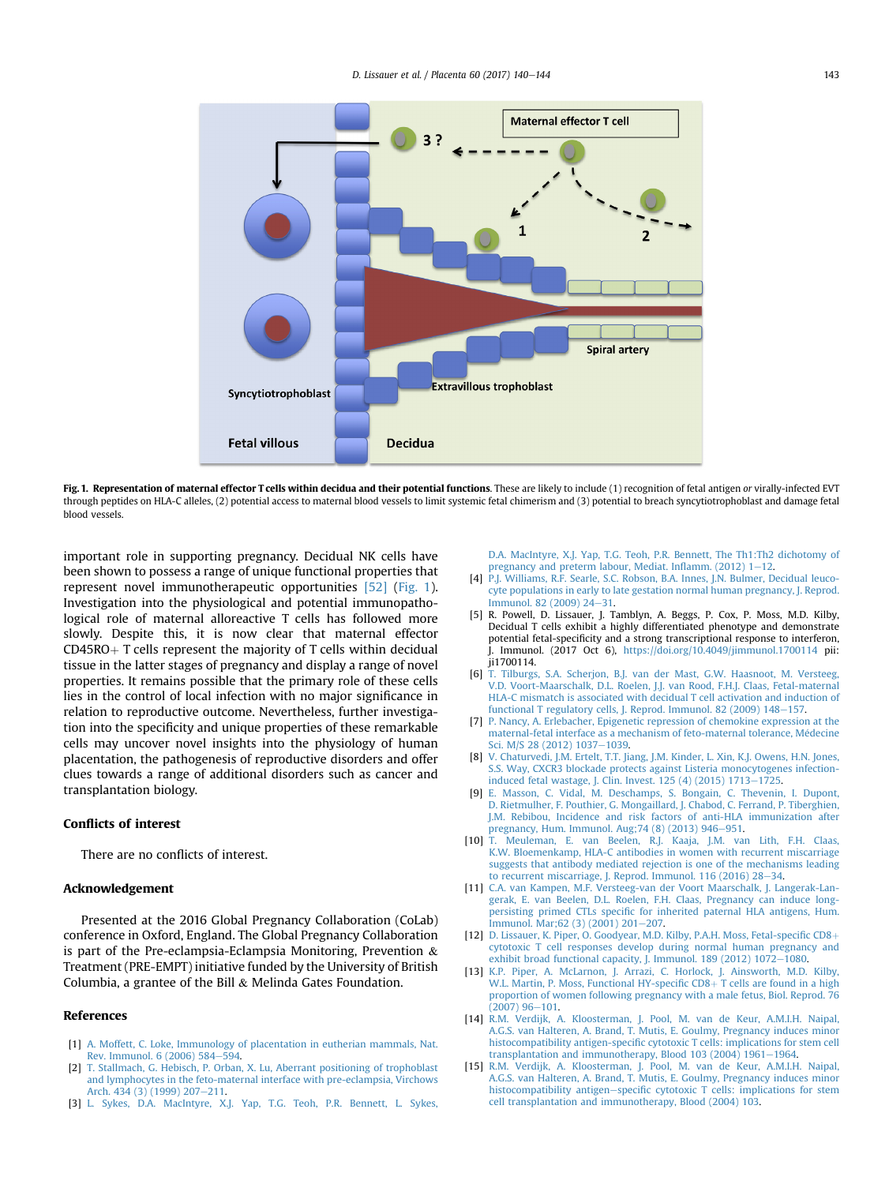Fig. 1. **Representation of maternal effector T cells within decidua and their potential functions**. These are likely to include (1) recognition of fetal antigen *or* virally-infected EVT through peptides on HLA-C alleles, (2) potential access to maternal blood vessels to limit systemic fetal chimerism and (3) potential to breach syncytiotrophoblast and damage fetal blood vessels.

important role in supporting pregnancy. Decidual NK cells have been shown to possess a range of unique functional properties that represent novel immunotherapeutic opportunities [52] (Fig. 1). Investigation into the physiological and potential immunopathological role of maternal alloreactive T cells has followed more slowly. Despite this, it is now clear that maternal effector CD45RO+ T cells represent the majority of T cells within decidual tissue in the latter stages of pregnancy and display a range of novel properties. It remains possible that the primary role of these cells lies in the control of local infection with no major significance in relation to reproductive outcome. Nevertheless, further investigation into the specificity and unique properties of these remarkable cells may uncover novel insights into the physiology of human placentation, the pathogenesis of reproductive disorders and offer clues towards a range of additional disorders such as cancer and transplantation biology.

## Conflicts of interest

There are no conflicts of interest.

## Acknowledgement

Presented at the 2016 Global Pregnancy Collaboration (CoLab) conference in Oxford, England. The Global Pregnancy Collaboration is part of the Pre-eclampsia-Eclampsia Monitoring, Prevention & Treatment (PRE-EMPT) initiative funded by the University of British Columbia, a grantee of the Bill & Melinda Gates Foundation.

## References

[1] A. Moffett, C. Loke, Immunology of placentation in eutherian mammals, Nat. Rev. Immunol. 6 (2006) 584–594.

[2] T. Stallmach, G. Hebisch, P. Orban, X. Lu, Aberrant positioning of trophoblast and lymphocytes in the feto-maternal interface with pre-eclampsia, Virchows Arch. 434 (3) (1999) 207–211.

[3] L. Sykes, D.A. MacIntyre, X.J. Yap, T.G. Teoh, P.R. Bennett, L. Sykes, D.A. MacIntyre, X.J. Yap, T.G. Teoh, P.R. Bennett, The Th1:Th2 dichotomy of pregnancy and preterm labour, Mediat. Inflamm. (2012) 1–12.

[4] P.J. Williams, R.F. Searle, S.C. Robson, B.A. Innes, J.N. Bulmer, Decidual leucocyte populations in early to late gestation normal human pregnancy, J. Reprod. Immunol. 82 (2009) 24–31.

[5] R. Powell, D. Lissauer, J. Tamblyn, A. Beggs, P. Cox, P. Moss, M.D. Kilby, Decidual T cells exhibit a highly differentiated phenotype and demonstrate potential fetal-specificity and a strong transcriptional response to interferon, J. Immunol. (2017 Oct 6), https://doi.org/10.4049/jimmunol.1700114 pii: ji1700114.

[6] T. Tilburgs, S.A. Scherjon, B.J. van der Mast, G.W. Haasnoot, M. Versteeg, V.D. Voort-Maarschalk, D.L. Roelen, J.J. van Rood, F.H.J. Claas, Fetal-maternal HLA-C mismatch is associated with decidual T cell activation and induction of functional T regulatory cells, J. Reprod. Immunol. 82 (2009) 148–157.

[7] P. Nancy, A. Erlebacher, Epigenetic repression of chemokine expression at the maternal-fetal interface as a mechanism of feto-maternal tolerance, Médecine Sci. M/S 28 (2012) 1037–1039.

[8] V. Chaturvedi, J.M. Ertelt, T.T. Jiang, J.M. Kinder, L. Xin, K.J. Owens, H.N. Jones, S.S. Way, CXCR3 blockade protects against Listeria monocytogenes infection-induced fetal wastage, J. Clin. Invest. 125 (4) (2015) 1713–1725.

[9] E. Masson, C. Vidal, M. Deschamps, S. Bongain, C. Thevenin, I. Dupont, D. Rietmulher, F. Pouthier, G. Mongaillard, J. Chabod, C. Ferrand, P. Tiberghien, J.M. Rebibou, Incidence and risk factors of anti-HLA immunization after pregnancy, Hum. Immunol. Aug;74 (8) (2013) 946–951.

[10] T. Meuleman, E. van Beelen, R.J. Kaaja, J.M. van Lith, F.H. Claas, K.W. Bloemenkamp, HLA-C antibodies in women with recurrent miscarriage suggests that antibody mediated rejection is one of the mechanisms leading to recurrent miscarriage, J. Reprod. Immunol. 116 (2016) 28–34.

[11] C.A. van Kampen, M.F. Versteeg-van der Voort Maarschalk, J. Langerak-Langerak, E. van Beelen, D.L. Roelen, F.H. Claas, Pregnancy can induce long-persisting primed CTLs specific for inherited paternal HLA antigens, Hum. Immunol. Mar;62 (3) (2001) 201–207.

[12] D. Lissauer, K. Piper, O. Goodyear, M.D. Kilby, P.A.H. Moss, Fetal-specific CD8+ cytotoxic T cell responses develop during normal human pregnancy and exhibit broad functional capacity, J. Immunol. 189 (2012) 1072–1080.

[13] K.P. Piper, A. McLarnon, J. Arrazi, C. Horlock, J. Ainsworth, M.D. Kilby, W.L. Martin, P. Moss, Functional HY-specific CD8+ T cells are found in a high proportion of women following pregnancy with a male fetus, Biol. Reprod. 76 (2007) 96–101.

[14] R.M. Verdijk, A. Kloosterman, J. Pool, M. van de Keur, A.M.I.H. Naipal, A.G.S. van Halteren, A. Brand, T. Mutis, E. Goulmy, Pregnancy induces minor histocompatibility antigen-specific cytotoxic T cells: implications for stem cell transplantation and immunotherapy, Blood 103 (2004) 1961–1964.

[15] R.M. Verdijk, A. Kloosterman, J. Pool, M. van de Keur, A.M.I.H. Naipal, A.G.S. van Halteren, A. Brand, T. Mutis, E. Goulmy, Pregnancy induces minor histocompatibility antigen−specific cytotoxic T cells: implications for stem cell transplantation and immunotherapy, Blood (2004) 103.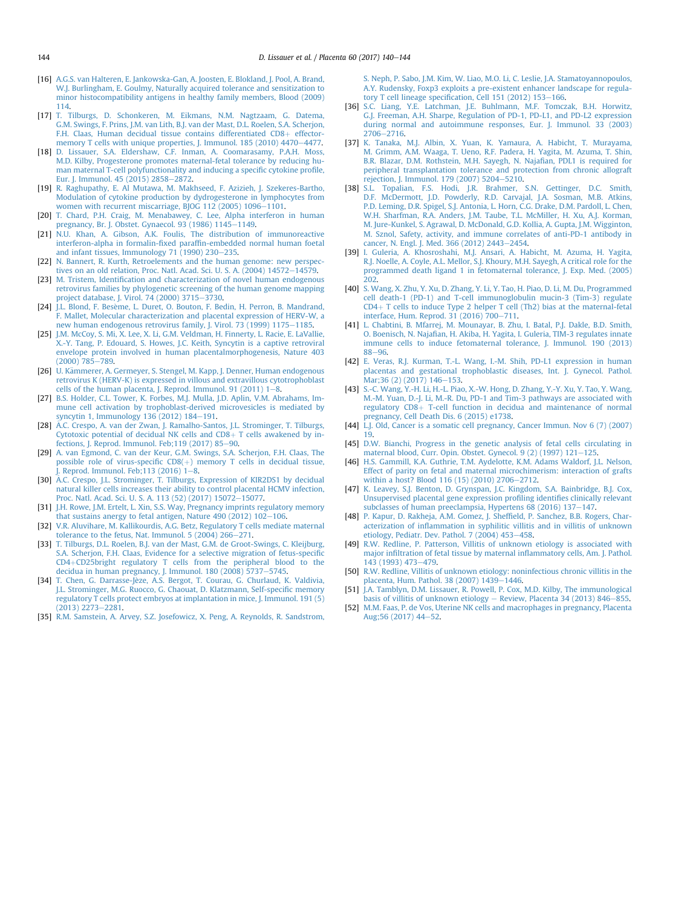[16] A.G.S. van Halteren, E. Jankowska-Gan, A. Joosten, E. Blokland, J. Pool, A. Brand, W.J. Burlingham, E. Goulmy, Naturally acquired tolerance and sensitization to minor histocompatibility antigens in healthy family members, Blood (2009) 114.

[17] T. Tilburgs, D. Schonkeren, M. Eikmans, N.M. Nagtzaam, G. Datema, G.M. Swings, F. Prins, J.M. van Lith, B.J. van der Mast, D.L. Roelen, S.A. Scherjon, F.H. Claas, Human decidual tissue contains differentiated CD8+ effector-memory T cells with unique properties, J. Immunol. 185 (2010) 4470–4477.

[18] D. Lissauer, S.A. Eldershaw, C.F. Inman, A. Coomarasamy, P.A.H. Moss, M.D. Kilby, Progesterone promotes maternal-fetal tolerance by reducing human maternal T-cell polyfunctionality and inducing a specific cytokine profile, Eur. J. Immunol. 45 (2015) 2858–2872.

[19] R. Raghupathy, E. Al Mutawa, M. Makhseed, F. Azizieh, J. Szekeres-Bartho, Modulation of cytokine production by dydrogesterone in lymphocytes from women with recurrent miscarriage, BJOG 112 (2005) 1096–1101.

[20] T. Chard, P.H. Craig, M. Menabawey, C. Lee, Alpha interferon in human pregnancy, Br. J. Obstet. Gynaecol. 93 (1986) 1145–1149.

[21] N.U. Khan, A. Gibson, A.K. Foulis, The distribution of immunoreactive interferon-alpha in formalin-fixed paraffin-embedded normal human foetal and infant tissues, Immunology 71 (1990) 230–235.

[22] N. Bannert, R. Kurth, Retroelements and the human genome: new perspectives on an old relation, Proc. Natl. Acad. Sci. U. S. A. (2004) 14572–14579.

[23] M. Tristem, Identification and characterization of novel human endogenous retrovirus families by phylogenetic screening of the human genome mapping project database, J. Virol. 74 (2000) 3715–3730.

[24] J.L. Blond, F. Besème, L. Duret, O. Bouton, F. Bedin, H. Perron, B. Mandrand, F. Mallet, Molecular characterization and placental expression of HERV-W, a new human endogenous retrovirus family, J. Virol. 73 (1999) 1175–1185.

[25] J.M. McCoy, S. Mi, X. Lee, X. Li, G.M. Veldman, H. Finnerty, L. Racie, E. LaVallie, X.-Y. Tang, P. Edouard, S. Howes, J.C. Keith, Syncytin is a captive retroviral envelope protein involved in human placentalmorphogenesis, Nature 403 (2000) 785–789.

[26] U. Kämmerer, A. Germeyer, S. Stengel, M. Kapp, J. Denner, Human endogenous retrovirus K (HERV-K) is expressed in villous and extravillous cytotrophoblast cells of the human placenta, J. Reprod. Immunol. 91 (2011) 1–8.

[27] B.S. Holder, C.L. Tower, K. Forbes, M.J. Mulla, J.D. Aplin, V.M. Abrahams, Immune cell activation by trophoblast-derived microvesicles is mediated by syncytin 1, Immunology 136 (2012) 184–191.

[28] A.C. Crespo, A. van der Zwan, J. Ramalho-Santos, J.L. Strominger, T. Tilburgs, Cytotoxic potential of decidual NK cells and CD8+ T cells awakened by infections, J. Reprod. Immunol. Feb;119 (2017) 85–90.

[29] A. van Egmond, C. van der Keur, G.M. Swings, S.A. Scherjon, F.H. Claas, The possible role of virus-specific CD8(+) memory T cells in decidual tissue, J. Reprod. Immunol. Feb;113 (2016) 1–8.

[30] A.C. Crespo, J.L. Strominger, T. Tilburgs, Expression of KIR2DS1 by decidual natural killer cells increases their ability to control placental HCMV infection, Proc. Natl. Acad. Sci. U. S. A. 113 (52) (2017) 15072–15077.

[31] J.H. Rowe, J.M. Ertelt, L. Xin, S.S. Way, Pregnancy imprints regulatory memory that sustains anergy to fetal antigen, Nature 490 (2012) 102–106.

[32] V.R. Aluvihare, M. Kallikourdis, A.G. Betz, Regulatory T cells mediate maternal tolerance to the fetus, Nat. Immunol. 5 (2004) 266–271.

[33] T. Tilburgs, D.L. Roelen, B.J. van der Mast, G.M. de Groot-Swings, C. Kleijburg, S.A. Scherjon, F.H. Claas, Evidence for a selective migration of fetus-specific CD4+CD25bright regulatory T cells from the peripheral blood to the decidua in human pregnancy, J. Immunol. 180 (2008) 5737–5745.

[34] T. Chen, G. Darrasse-Jèze, A.S. Bergot, T. Courau, G. Churlaud, K. Valdivia, J.L. Strominger, M.G. Ruocco, G. Chaouat, D. Klatzmann, Self-specific memory regulatory T cells protect embryos at implantation in mice, J. Immunol. 191 (5) (2013) 2273–2281.

[35] R.M. Samstein, A. Arvey, S.Z. Josefowicz, X. Peng, A. Reynolds, R. Sandstrom, S. Neph, P. Sabo, J.M. Kim, W. Liao, M.O. Li, C. Leslie, J.A. Stamatoyannopoulos, A.Y. Rudensky, Foxp3 exploits a pre-existent enhancer landscape for regulatory T cell lineage specification, Cell 151 (2012) 153–166.

[36] S.C. Liang, Y.E. Latchman, J.E. Buhlmann, M.F. Tomczak, B.H. Horwitz, G.J. Freeman, A.H. Sharpe, Regulation of PD-1, PD-L1, and PD-L2 expression during normal and autoimmune responses, Eur. J. Immunol. 33 (2003) 2706–2716.

[37] K. Tanaka, M.J. Albin, X. Yuan, K. Yamaura, A. Habicht, T. Murayama, M. Grimm, A.M. Waaga, T. Ueno, R.F. Padera, H. Yagita, M. Azuma, T. Shin, B.R. Blazar, D.M. Rothstein, M.H. Sayegh, N. Najafian, PDL1 is required for peripheral transplantation tolerance and protection from chronic allograft rejection, J. Immunol. 179 (2007) 5204–5210.

[38] S.L. Topalian, F.S. Hodi, J.R. Brahmer, S.N. Gettinger, D.C. Smith, D.F. McDermott, J.D. Powderly, R.D. Carvajal, J.A. Sosman, M.B. Atkins, P.D. Leming, D.R. Spigel, S.J. Antonia, L. Horn, C.G. Drake, D.M. Pardoll, L. Chen, W.H. Sharfman, R.A. Anders, J.M. Taube, T.L. McMiller, H. Xu, A.J. Korman, M. Jure-Kunkel, S. Agrawal, D. McDonald, G.D. Kollia, A. Gupta, J.M. Wigginton, M. Sznol, Safety, activity, and immune correlates of anti-PD-1 antibody in cancer, N. Engl. J. Med. 366 (2012) 2443–2454.

[39] I. Guleria, A. Khosroshahi, M.J. Ansari, A. Habicht, M. Azuma, H. Yagita, R.J. Noelle, A. Coyle, A.L. Mellor, S.J. Khoury, M.H. Sayegh, A critical role for the programmed death ligand 1 in fetomaternal tolerance, J. Exp. Med. (2005) 202.

[40] S. Wang, X. Zhu, Y. Xu, D. Zhang, Y. Li, Y. Tao, H. Piao, D. Li, M. Du, Programmed cell death-1 (PD-1) and T-cell immunoglobulin mucin-3 (Tim-3) regulate CD4+ T cells to induce Type 2 helper T cell (Th2) bias at the maternal-fetal interface, Hum. Reprod. 31 (2016) 700–711.

[41] L. Chabtini, B. Mfarrej, M. Mounayar, B. Zhu, I. Batal, P.J. Dakle, B.D. Smith, O. Boenisch, N. Najafian, H. Akiba, H. Yagita, I. Guleria, TIM-3 regulates innate immune cells to induce fetomaternal tolerance, J. Immunol. 190 (2013) 88–96.

[42] E. Veras, R.J. Kurman, T.-L. Wang, I.-M. Shih, PD-L1 expression in human placentas and gestational trophoblastic diseases, Int. J. Gynecol. Pathol. Mar;36 (2) (2017) 146–153.

[43] S.-C. Wang, Y.-H. Li, H.-L. Piao, X.-W. Hong, D. Zhang, Y.-Y. Xu, Y. Tao, Y. Wang, M.-M. Yuan, D.-J. Li, M.-R. Du, PD-1 and Tim-3 pathways are associated with regulatory CD8+ T-cell function in decidua and maintenance of normal pregnancy, Cell Death Dis. 6 (2015) e1738.

[44] L.J. Old, Cancer is a somatic cell pregnancy, Cancer Immun. Nov 6 (7) (2007) 19.

[45] D.W. Bianchi, Progress in the genetic analysis of fetal cells circulating in maternal blood, Curr. Opin. Obstet. Gynecol. 9 (2) (1997) 121–125.

[46] H.S. Gammill, K.A. Guthrie, T.M. Aydelotte, K.M. Adams Waldorf, J.L. Nelson, Effect of parity on fetal and maternal microchimerism: interaction of grafts within a host? Blood 116 (15) (2010) 2706–2712.

[47] K. Leavey, S.J. Benton, D. Grynspan, J.C. Kingdom, S.A. Bainbridge, B.J. Cox, Unsupervised placental gene expression profiling identifies clinically relevant subclasses of human preeclampsia, Hypertens 68 (2016) 137–147.

[48] P. Kapur, D. Rakheja, A.M. Gomez, J. Sheffield, P. Sanchez, B.B. Rogers, Characterization of inflammation in syphilitic villitis and in villitis of unknown etiology, Pediatr. Dev. Pathol. 7 (2004) 453–458.

[49] R.W. Redline, P. Patterson, Villitis of unknown etiology is associated with major infiltration of fetal tissue by maternal inflammatory cells, Am. J. Pathol. 143 (1993) 473–479.

[50] R.W. Redline, Villitis of unknown etiology: noninfectious chronic villitis in the placenta, Hum. Pathol. 38 (2007) 1439–1446.

[51] J.A. Tamblyn, D.M. Lissauer, R. Powell, P. Cox, M.D. Kilby, The immunological basis of villitis of unknown etiology – Review, Placenta 34 (2013) 846–855.

[52] M.M. Faas, P. de Vos, Uterine NK cells and macrophages in pregnancy, Placenta Aug;56 (2017) 44–52.